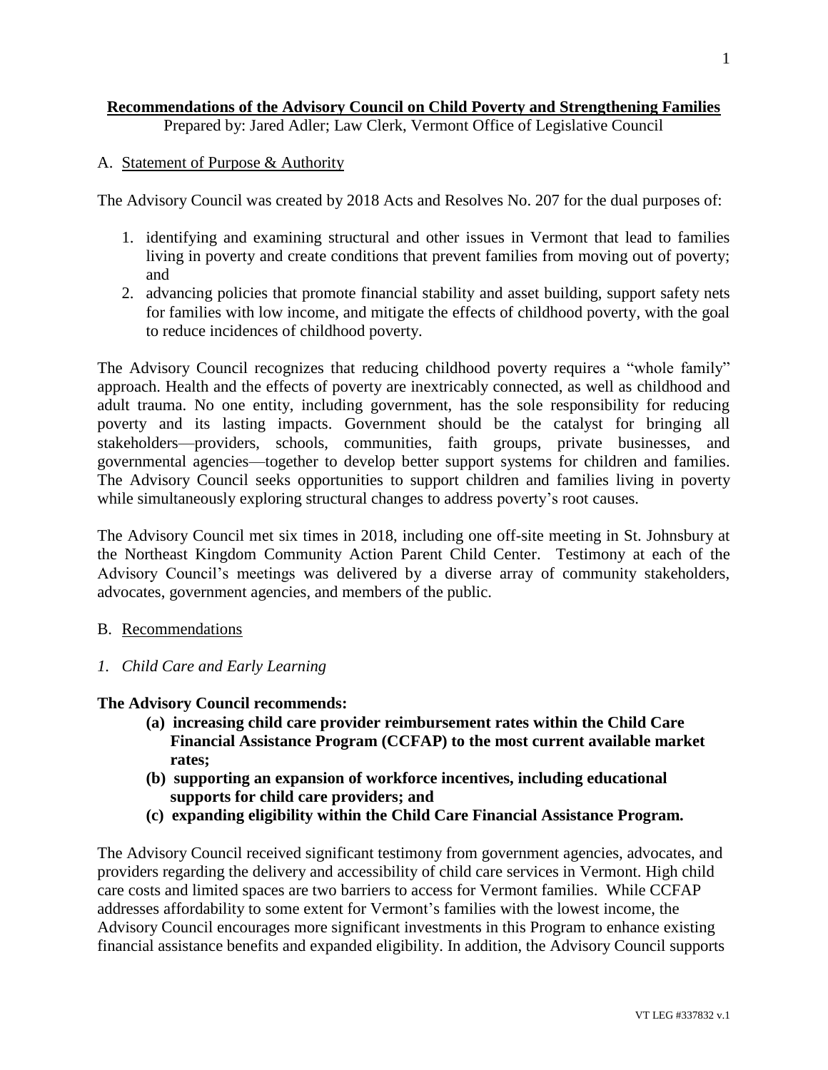**Recommendations of the Advisory Council on Child Poverty and Strengthening Families**

Prepared by: Jared Adler; Law Clerk, Vermont Office of Legislative Council

## A. Statement of Purpose & Authority

The Advisory Council was created by 2018 Acts and Resolves No. 207 for the dual purposes of:

1. identifying and examining structural and other issues in Vermont that lead to families living in poverty and create conditions that prevent families from moving out of poverty; and
2. advancing policies that promote financial stability and asset building, support safety nets for families with low income, and mitigate the effects of childhood poverty, with the goal to reduce incidences of childhood poverty.

The Advisory Council recognizes that reducing childhood poverty requires a "whole family" approach. Health and the effects of poverty are inextricably connected, as well as childhood and adult trauma. No one entity, including government, has the sole responsibility for reducing poverty and its lasting impacts. Government should be the catalyst for bringing all stakeholders—providers, schools, communities, faith groups, private businesses, and governmental agencies—together to develop better support systems for children and families. The Advisory Council seeks opportunities to support children and families living in poverty while simultaneously exploring structural changes to address poverty's root causes.

The Advisory Council met six times in 2018, including one off-site meeting in St. Johnsbury at the Northeast Kingdom Community Action Parent Child Center. Testimony at each of the Advisory Council's meetings was delivered by a diverse array of community stakeholders, advocates, government agencies, and members of the public.

## B. Recommendations

### *1. Child Care and Early Learning*

**The Advisory Council recommends:**

- **(a) increasing child care provider reimbursement rates within the Child Care Financial Assistance Program (CCFAP) to the most current available market rates;**
- **(b) supporting an expansion of workforce incentives, including educational supports for child care providers; and**
- **(c) expanding eligibility within the Child Care Financial Assistance Program.**

The Advisory Council received significant testimony from government agencies, advocates, and providers regarding the delivery and accessibility of child care services in Vermont. High child care costs and limited spaces are two barriers to access for Vermont families. While CCFAP addresses affordability to some extent for Vermont's families with the lowest income, the Advisory Council encourages more significant investments in this Program to enhance existing financial assistance benefits and expanded eligibility. In addition, the Advisory Council supports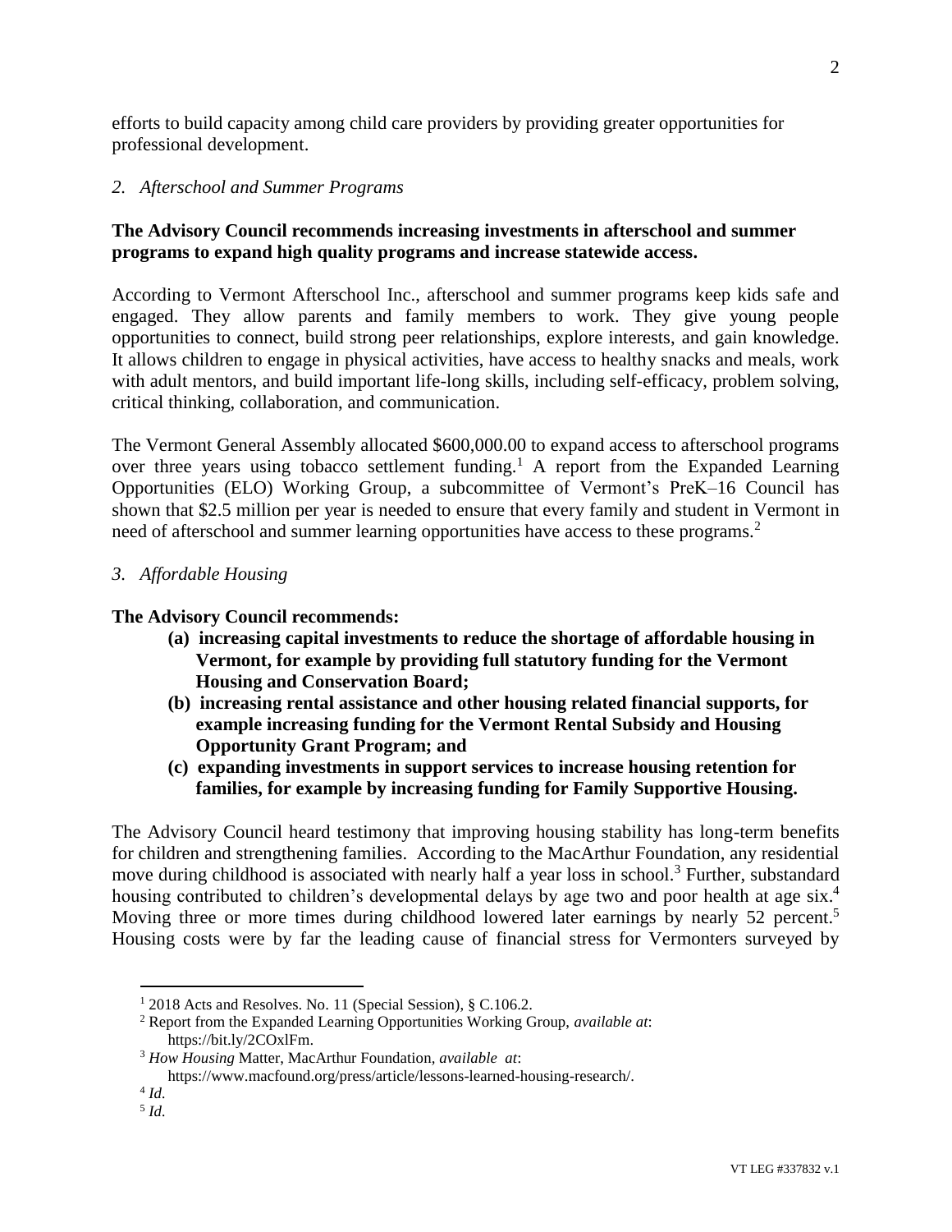efforts to build capacity among child care providers by providing greater opportunities for professional development.

### *2. Afterschool and Summer Programs*

**The Advisory Council recommends increasing investments in afterschool and summer programs to expand high quality programs and increase statewide access.**

According to Vermont Afterschool Inc., afterschool and summer programs keep kids safe and engaged. They allow parents and family members to work. They give young people opportunities to connect, build strong peer relationships, explore interests, and gain knowledge. It allows children to engage in physical activities, have access to healthy snacks and meals, work with adult mentors, and build important life-long skills, including self-efficacy, problem solving, critical thinking, collaboration, and communication.

The Vermont General Assembly allocated $600,000.00 to expand access to afterschool programs over three years using tobacco settlement funding.[1] A report from the Expanded Learning Opportunities (ELO) Working Group, a subcommittee of Vermont's PreK–16 Council has shown that $2.5 million per year is needed to ensure that every family and student in Vermont in need of afterschool and summer learning opportunities have access to these programs.[2]

### *3. Affordable Housing*

**The Advisory Council recommends:**

- **(a) increasing capital investments to reduce the shortage of affordable housing in Vermont, for example by providing full statutory funding for the Vermont Housing and Conservation Board;**
- **(b) increasing rental assistance and other housing related financial supports, for example increasing funding for the Vermont Rental Subsidy and Housing Opportunity Grant Program; and**
- **(c) expanding investments in support services to increase housing retention for families, for example by increasing funding for Family Supportive Housing.**

The Advisory Council heard testimony that improving housing stability has long-term benefits for children and strengthening families. According to the MacArthur Foundation, any residential move during childhood is associated with nearly half a year loss in school.[3] Further, substandard housing contributed to children's developmental delays by age two and poor health at age six.[4] Moving three or more times during childhood lowered later earnings by nearly 52 percent.[5] Housing costs were by far the leading cause of financial stress for Vermonters surveyed by

---

[1] 2018 Acts and Resolves. No. 11 (Special Session), § C.106.2.

[2] Report from the Expanded Learning Opportunities Working Group, *available at*: https://bit.ly/2COxlFm.

[3] *How Housing* Matter, MacArthur Foundation, *available at*: https://www.macfound.org/press/article/lessons-learned-housing-research/.

[4] *Id.*

[5] *Id.*

VT LEG #337832 v.1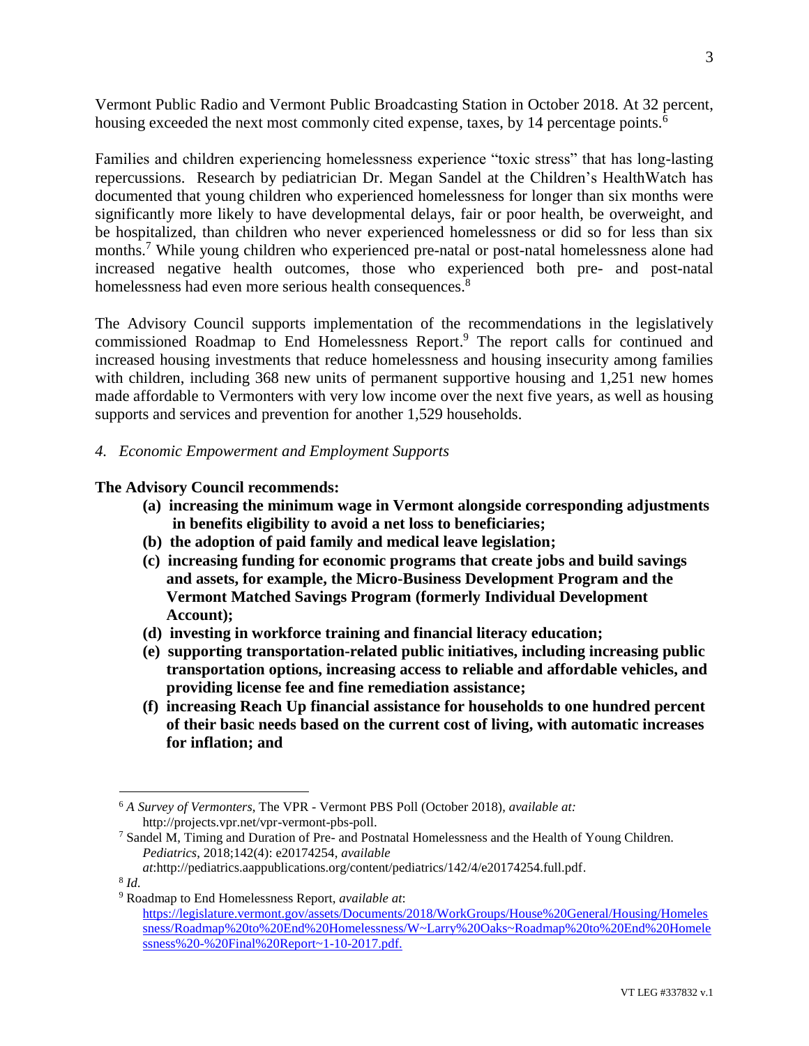Vermont Public Radio and Vermont Public Broadcasting Station in October 2018. At 32 percent, housing exceeded the next most commonly cited expense, taxes, by 14 percentage points.[6]

Families and children experiencing homelessness experience "toxic stress" that has long-lasting repercussions. Research by pediatrician Dr. Megan Sandel at the Children's HealthWatch has documented that young children who experienced homelessness for longer than six months were significantly more likely to have developmental delays, fair or poor health, be overweight, and be hospitalized, than children who never experienced homelessness or did so for less than six months.[7] While young children who experienced pre-natal or post-natal homelessness alone had increased negative health outcomes, those who experienced both pre- and post-natal homelessness had even more serious health consequences.[8]

The Advisory Council supports implementation of the recommendations in the legislatively commissioned Roadmap to End Homelessness Report.[9] The report calls for continued and increased housing investments that reduce homelessness and housing insecurity among families with children, including 368 new units of permanent supportive housing and 1,251 new homes made affordable to Vermonters with very low income over the next five years, as well as housing supports and services and prevention for another 1,529 households.

*4. Economic Empowerment and Employment Supports*

**The Advisory Council recommends:**

- **(a) increasing the minimum wage in Vermont alongside corresponding adjustments in benefits eligibility to avoid a net loss to beneficiaries;**
- **(b) the adoption of paid family and medical leave legislation;**
- **(c) increasing funding for economic programs that create jobs and build savings and assets, for example, the Micro-Business Development Program and the Vermont Matched Savings Program (formerly Individual Development Account);**
- **(d) investing in workforce training and financial literacy education;**
- **(e) supporting transportation-related public initiatives, including increasing public transportation options, increasing access to reliable and affordable vehicles, and providing license fee and fine remediation assistance;**
- **(f) increasing Reach Up financial assistance for households to one hundred percent of their basic needs based on the current cost of living, with automatic increases for inflation; and**

---

[6] *A Survey of Vermonters*, The VPR - Vermont PBS Poll (October 2018), *available at:* http://projects.vpr.net/vpr-vermont-pbs-poll.

[7] Sandel M, Timing and Duration of Pre- and Postnatal Homelessness and the Health of Young Children. *Pediatrics*, 2018;142(4): e20174254, *available at*:http://pediatrics.aappublications.org/content/pediatrics/142/4/e20174254.full.pdf.

[8] *Id.*

[9] Roadmap to End Homelessness Report, *available at*: https://legislature.vermont.gov/assets/Documents/2018/WorkGroups/House%20General/Housing/Homelessness/Roadmap%20to%20End%20Homelessness/W~Larry%20Oaks~Roadmap%20to%20End%20Homelessness%20-%20Final%20Report~1-10-2017.pdf.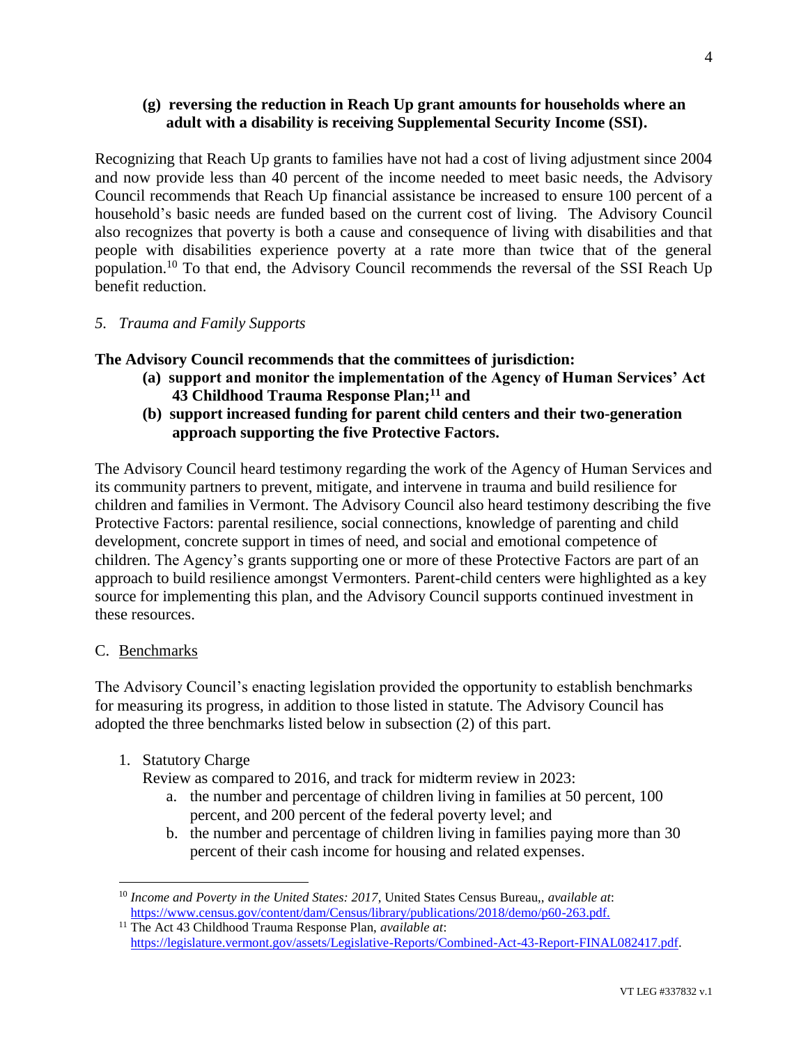**(g) reversing the reduction in Reach Up grant amounts for households where an adult with a disability is receiving Supplemental Security Income (SSI).**

Recognizing that Reach Up grants to families have not had a cost of living adjustment since 2004 and now provide less than 40 percent of the income needed to meet basic needs, the Advisory Council recommends that Reach Up financial assistance be increased to ensure 100 percent of a household's basic needs are funded based on the current cost of living. The Advisory Council also recognizes that poverty is both a cause and consequence of living with disabilities and that people with disabilities experience poverty at a rate more than twice that of the general population.[10] To that end, the Advisory Council recommends the reversal of the SSI Reach Up benefit reduction.

*5. Trauma and Family Supports*

**The Advisory Council recommends that the committees of jurisdiction:**

**(a) support and monitor the implementation of the Agency of Human Services' Act 43 Childhood Trauma Response Plan;[11] and**

**(b) support increased funding for parent child centers and their two-generation approach supporting the five Protective Factors.**

The Advisory Council heard testimony regarding the work of the Agency of Human Services and its community partners to prevent, mitigate, and intervene in trauma and build resilience for children and families in Vermont. The Advisory Council also heard testimony describing the five Protective Factors: parental resilience, social connections, knowledge of parenting and child development, concrete support in times of need, and social and emotional competence of children. The Agency's grants supporting one or more of these Protective Factors are part of an approach to build resilience amongst Vermonters. Parent-child centers were highlighted as a key source for implementing this plan, and the Advisory Council supports continued investment in these resources.

C. Benchmarks

The Advisory Council's enacting legislation provided the opportunity to establish benchmarks for measuring its progress, in addition to those listed in statute. The Advisory Council has adopted the three benchmarks listed below in subsection (2) of this part.

1. Statutory Charge

   Review as compared to 2016, and track for midterm review in 2023:

   a. the number and percentage of children living in families at 50 percent, 100 percent, and 200 percent of the federal poverty level; and

   b. the number and percentage of children living in families paying more than 30 percent of their cash income for housing and related expenses.

---

[10] *Income and Poverty in the United States: 2017*, United States Census Bureau,, *available at*: https://www.census.gov/content/dam/Census/library/publications/2018/demo/p60-263.pdf.

[11] The Act 43 Childhood Trauma Response Plan, *available at*: https://legislature.vermont.gov/assets/Legislative-Reports/Combined-Act-43-Report-FINAL082417.pdf.

VT LEG #337832 v.1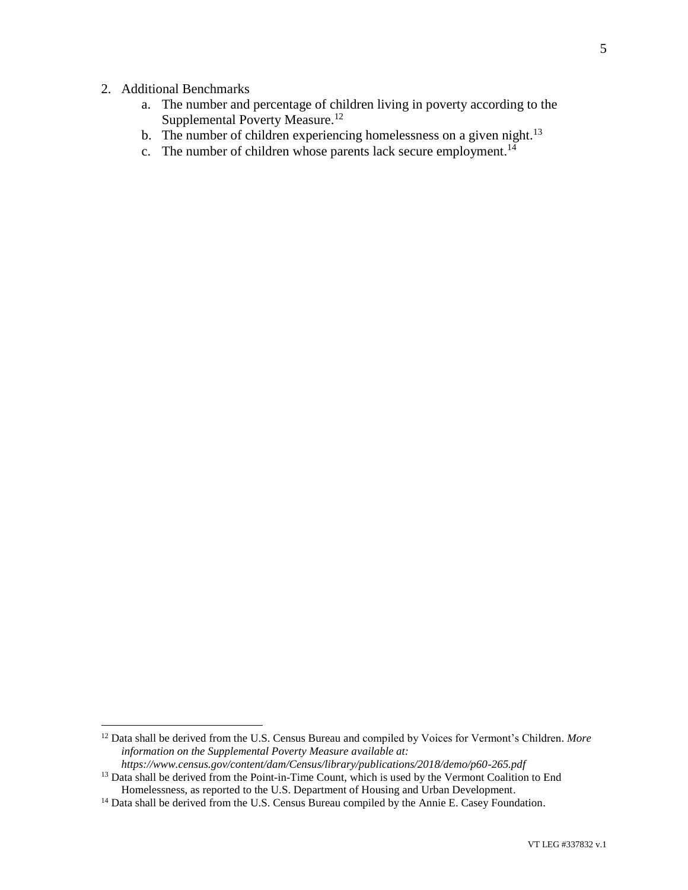2. Additional Benchmarks
    a. The number and percentage of children living in poverty according to the Supplemental Poverty Measure.[12]
    b. The number of children experiencing homelessness on a given night.[13]
    c. The number of children whose parents lack secure employment.[14]

---

[12] Data shall be derived from the U.S. Census Bureau and compiled by Voices for Vermont's Children. *More information on the Supplemental Poverty Measure available at: https://www.census.gov/content/dam/Census/library/publications/2018/demo/p60-265.pdf*

[13] Data shall be derived from the Point-in-Time Count, which is used by the Vermont Coalition to End Homelessness, as reported to the U.S. Department of Housing and Urban Development.

[14] Data shall be derived from the U.S. Census Bureau compiled by the Annie E. Casey Foundation.

VT LEG #337832 v.1